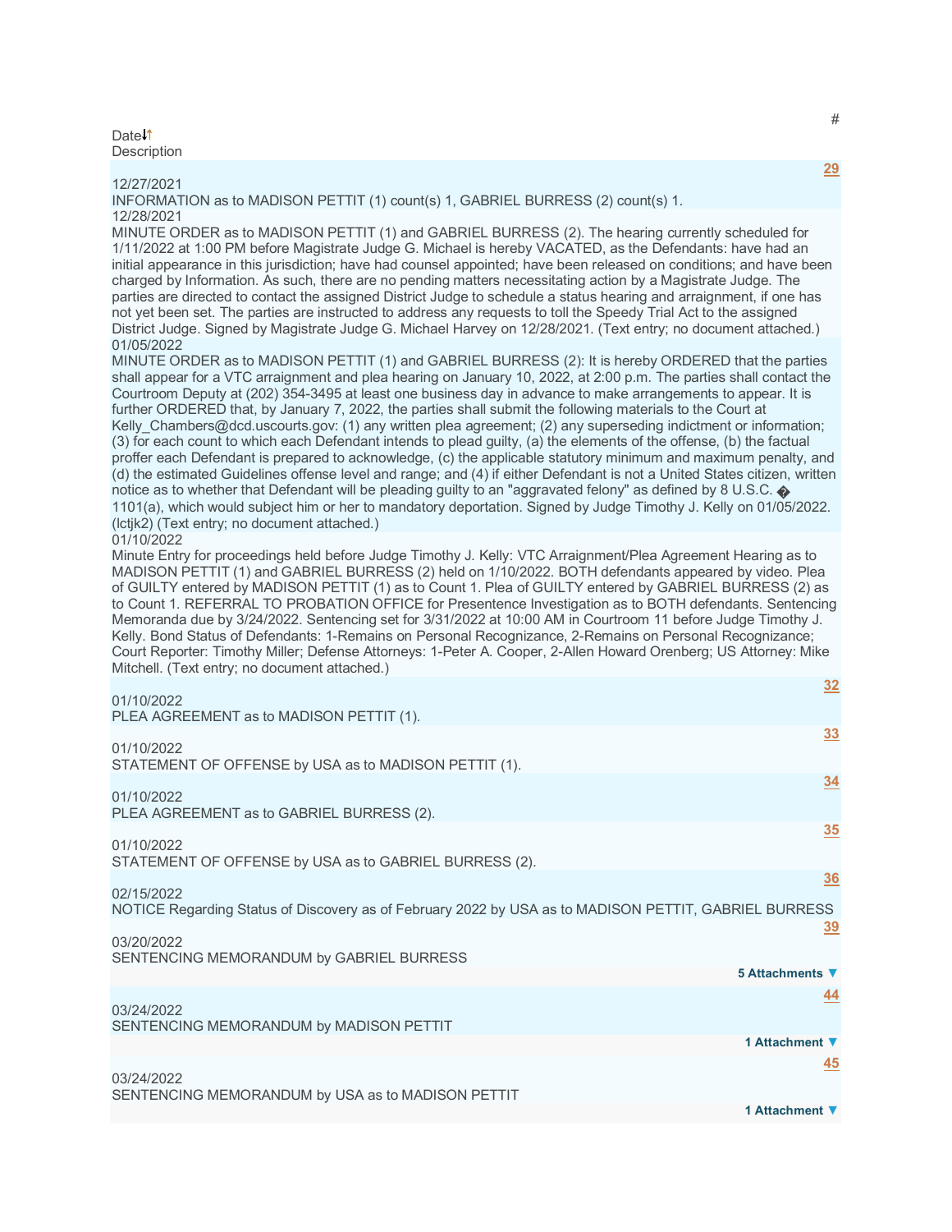| Date | # | Description |
| --- | --- | --- |
| 12/27/2021 | 29 | INFORMATION as to MADISON PETTIT (1) count(s) 1, GABRIEL BURRESS (2) count(s) 1. |
| 12/28/2021 | | MINUTE ORDER as to MADISON PETTIT (1) and GABRIEL BURRESS (2). The hearing currently scheduled for 1/11/2022 at 1:00 PM before Magistrate Judge G. Michael is hereby VACATED, as the Defendants: have had an initial appearance in this jurisdiction; have had counsel appointed; have been released on conditions; and have been charged by Information. As such, there are no pending matters necessitating action by a Magistrate Judge. The parties are directed to contact the assigned District Judge to schedule a status hearing and arraignment, if one has not yet been set. The parties are instructed to address any requests to toll the Speedy Trial Act to the assigned District Judge. Signed by Magistrate Judge G. Michael Harvey on 12/28/2021. (Text entry; no document attached.) |
| 01/05/2022 | | MINUTE ORDER as to MADISON PETTIT (1) and GABRIEL BURRESS (2): It is hereby ORDERED that the parties shall appear for a VTC arraignment and plea hearing on January 10, 2022, at 2:00 p.m. The parties shall contact the Courtroom Deputy at (202) 354-3495 at least one business day in advance to make arrangements to appear. It is further ORDERED that, by January 7, 2022, the parties shall submit the following materials to the Court at Kelly_Chambers@dcd.uscourts.gov: (1) any written plea agreement; (2) any superseding indictment or information; (3) for each count to which each Defendant intends to plead guilty, (a) the elements of the offense, (b) the factual proffer each Defendant is prepared to acknowledge, (c) the applicable statutory minimum and maximum penalty, and (d) the estimated Guidelines offense level and range; and (4) if either Defendant is not a United States citizen, written notice as to whether that Defendant will be pleading guilty to an "aggravated felony" as defined by 8 U.S.C. � 1101(a), which would subject him or her to mandatory deportation. Signed by Judge Timothy J. Kelly on 01/05/2022. (lctjk2) (Text entry; no document attached.) |
| 01/10/2022 | | Minute Entry for proceedings held before Judge Timothy J. Kelly: VTC Arraignment/Plea Agreement Hearing as to MADISON PETTIT (1) and GABRIEL BURRESS (2) held on 1/10/2022. BOTH defendants appeared by video. Plea of GUILTY entered by MADISON PETTIT (1) as to Count 1. Plea of GUILTY entered by GABRIEL BURRESS (2) as to Count 1. REFERRAL TO PROBATION OFFICE for Presentence Investigation as to BOTH defendants. Sentencing Memoranda due by 3/24/2022. Sentencing set for 3/31/2022 at 10:00 AM in Courtroom 11 before Judge Timothy J. Kelly. Bond Status of Defendants: 1-Remains on Personal Recognizance, 2-Remains on Personal Recognizance; Court Reporter: Timothy Miller; Defense Attorneys: 1-Peter A. Cooper, 2-Allen Howard Orenberg; US Attorney: Mike Mitchell. (Text entry; no document attached.) |
| 01/10/2022 | 32 | PLEA AGREEMENT as to MADISON PETTIT (1). |
| 01/10/2022 | 33 | STATEMENT OF OFFENSE by USA as to MADISON PETTIT (1). |
| 01/10/2022 | 34 | PLEA AGREEMENT as to GABRIEL BURRESS (2). |
| 01/10/2022 | 35 | STATEMENT OF OFFENSE by USA as to GABRIEL BURRESS (2). |
| 02/15/2022 | 36 | NOTICE Regarding Status of Discovery as of February 2022 by USA as to MADISON PETTIT, GABRIEL BURRESS |
| 03/20/2022 | 39 | SENTENCING MEMORANDUM by GABRIEL BURRESS<br>5 Attachments ▼ |
| 03/24/2022 | 44 | SENTENCING MEMORANDUM by MADISON PETTIT<br>1 Attachment ▼ |
| 03/24/2022 | 45 | SENTENCING MEMORANDUM by USA as to MADISON PETTIT<br>1 Attachment ▼ |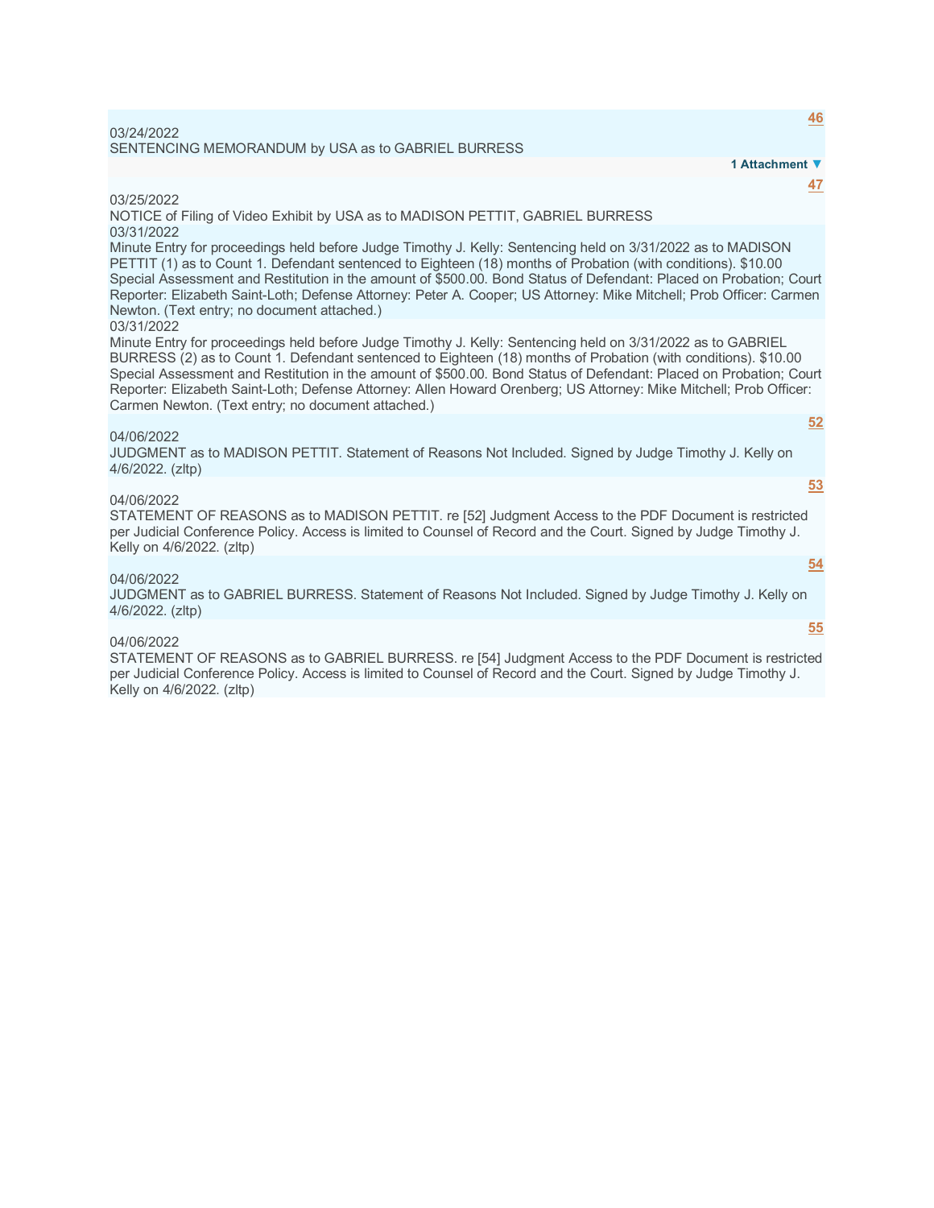46

03/24/2022
SENTENCING MEMORANDUM by USA as to GABRIEL BURRESS

1 Attachment ▼

47

03/25/2022
NOTICE of Filing of Video Exhibit by USA as to MADISON PETTIT, GABRIEL BURRESS

03/31/2022
Minute Entry for proceedings held before Judge Timothy J. Kelly: Sentencing held on 3/31/2022 as to MADISON PETTIT (1) as to Count 1. Defendant sentenced to Eighteen (18) months of Probation (with conditions). $10.00 Special Assessment and Restitution in the amount of $500.00. Bond Status of Defendant: Placed on Probation; Court Reporter: Elizabeth Saint-Loth; Defense Attorney: Peter A. Cooper; US Attorney: Mike Mitchell; Prob Officer: Carmen Newton. (Text entry; no document attached.)

03/31/2022
Minute Entry for proceedings held before Judge Timothy J. Kelly: Sentencing held on 3/31/2022 as to GABRIEL BURRESS (2) as to Count 1. Defendant sentenced to Eighteen (18) months of Probation (with conditions). $10.00 Special Assessment and Restitution in the amount of $500.00. Bond Status of Defendant: Placed on Probation; Court Reporter: Elizabeth Saint-Loth; Defense Attorney: Allen Howard Orenberg; US Attorney: Mike Mitchell; Prob Officer: Carmen Newton. (Text entry; no document attached.)

52

04/06/2022
JUDGMENT as to MADISON PETTIT. Statement of Reasons Not Included. Signed by Judge Timothy J. Kelly on 4/6/2022. (zltp)

53

04/06/2022
STATEMENT OF REASONS as to MADISON PETTIT. re [52] Judgment Access to the PDF Document is restricted per Judicial Conference Policy. Access is limited to Counsel of Record and the Court. Signed by Judge Timothy J. Kelly on 4/6/2022. (zltp)

54

04/06/2022
JUDGMENT as to GABRIEL BURRESS. Statement of Reasons Not Included. Signed by Judge Timothy J. Kelly on 4/6/2022. (zltp)

55

04/06/2022
STATEMENT OF REASONS as to GABRIEL BURRESS. re [54] Judgment Access to the PDF Document is restricted per Judicial Conference Policy. Access is limited to Counsel of Record and the Court. Signed by Judge Timothy J. Kelly on 4/6/2022. (zltp)